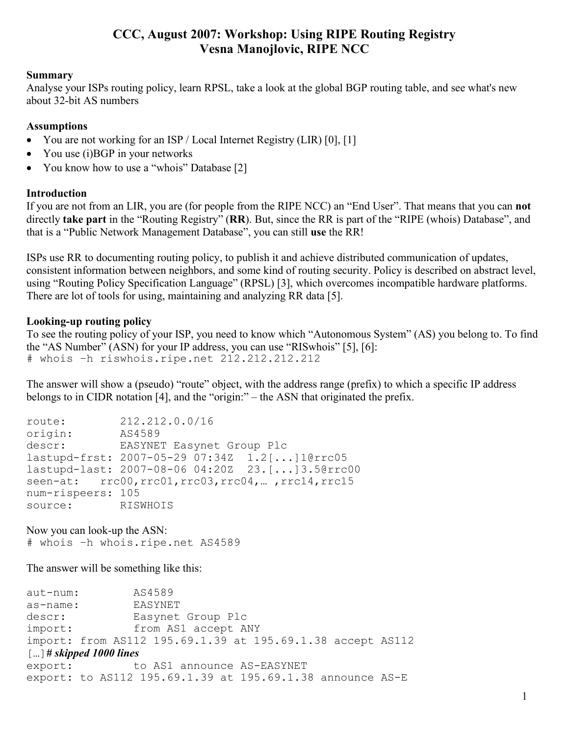# CCC, August 2007: Workshop: Using RIPE Routing Registry
# Vesna Manojlovic, RIPE NCC

**Summary**

Analyse your ISPs routing policy, learn RPSL, take a look at the global BGP routing table, and see what's new about 32-bit AS numbers

**Assumptions**

- You are not working for an ISP / Local Internet Registry (LIR) [0], [1]
- You use (i)BGP in your networks
- You know how to use a "whois" Database [2]

**Introduction**

If you are not from an LIR, you are (for people from the RIPE NCC) an "End User". That means that you can **not** directly **take part** in the "Routing Registry" (**RR**). But, since the RR is part of the "RIPE (whois) Database", and that is a "Public Network Management Database", you can still **use** the RR!

ISPs use RR to documenting routing policy, to publish it and achieve distributed communication of updates, consistent information between neighbors, and some kind of routing security. Policy is described on abstract level, using "Routing Policy Specification Language" (RPSL) [3], which overcomes incompatible hardware platforms. There are lot of tools for using, maintaining and analyzing RR data [5].

**Looking-up routing policy**

To see the routing policy of your ISP, you need to know which "Autonomous System" (AS) you belong to. To find the "AS Number" (ASN) for your IP address, you can use "RISwhois" [5], [6]:

```
# whois –h riswhois.ripe.net 212.212.212.212
```

The answer will show a (pseudo) "route" object, with the address range (prefix) to which a specific IP address belongs to in CIDR notation [4], and the "origin:" – the ASN that originated the prefix.

```
route:        212.212.0.0/16
origin:       AS4589
descr:        EASYNET Easynet Group Plc
lastupd-frst: 2007-05-29 07:34Z  1.2[...]1@rrc05
lastupd-last: 2007-08-06 04:20Z  23.[...]3.5@rrc00
seen-at:   rrc00,rrc01,rrc03,rrc04,… ,rrc14,rrc15
num-rispeers: 105
source:       RISWHOIS
```

Now you can look-up the ASN:

```
# whois –h whois.ripe.net AS4589
```

The answer will be something like this:

```
aut-num:        AS4589
as-name:        EASYNET
descr:          Easynet Group Plc
import:         from AS1 accept ANY
import: from AS112 195.69.1.39 at 195.69.1.38 accept AS112
[…]# skipped 1000 lines
export:         to AS1 announce AS-EASYNET
export: to AS112 195.69.1.39 at 195.69.1.38 announce AS-E
```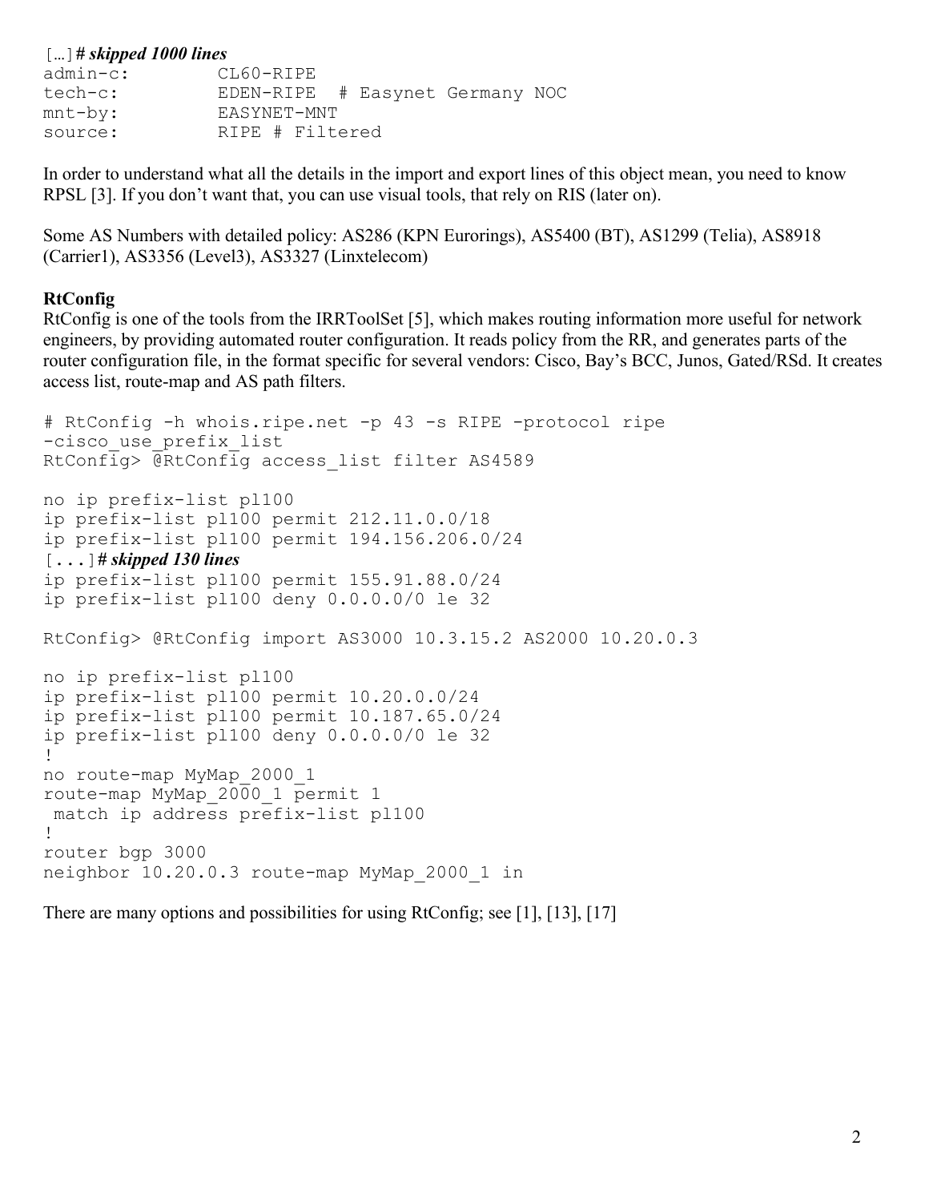```
[…]# skipped 1000 lines
admin-c:          CL60-RIPE
tech-c:           EDEN-RIPE  # Easynet Germany NOC
mnt-by:           EASYNET-MNT
source:           RIPE # Filtered
```

In order to understand what all the details in the import and export lines of this object mean, you need to know RPSL [3]. If you don't want that, you can use visual tools, that rely on RIS (later on).

Some AS Numbers with detailed policy: AS286 (KPN Eurorings), AS5400 (BT), AS1299 (Telia), AS8918 (Carrier1), AS3356 (Level3), AS3327 (Linxtelecom)

**RtConfig**

RtConfig is one of the tools from the IRRToolSet [5], which makes routing information more useful for network engineers, by providing automated router configuration. It reads policy from the RR, and generates parts of the router configuration file, in the format specific for several vendors: Cisco, Bay's BCC, Junos, Gated/RSd. It creates access list, route-map and AS path filters.

```
# RtConfig -h whois.ripe.net -p 43 -s RIPE -protocol ripe
-cisco_use_prefix_list
RtConfig> @RtConfig access_list filter AS4589

no ip prefix-list pl100
ip prefix-list pl100 permit 212.11.0.0/18
ip prefix-list pl100 permit 194.156.206.0/24
[...]# skipped 130 lines
ip prefix-list pl100 permit 155.91.88.0/24
ip prefix-list pl100 deny 0.0.0.0/0 le 32

RtConfig> @RtConfig import AS3000 10.3.15.2 AS2000 10.20.0.3

no ip prefix-list pl100
ip prefix-list pl100 permit 10.20.0.0/24
ip prefix-list pl100 permit 10.187.65.0/24
ip prefix-list pl100 deny 0.0.0.0/0 le 32
!
no route-map MyMap_2000_1
route-map MyMap_2000_1 permit 1
 match ip address prefix-list pl100
!
router bgp 3000
neighbor 10.20.0.3 route-map MyMap_2000_1 in
```

There are many options and possibilities for using RtConfig; see [1], [13], [17]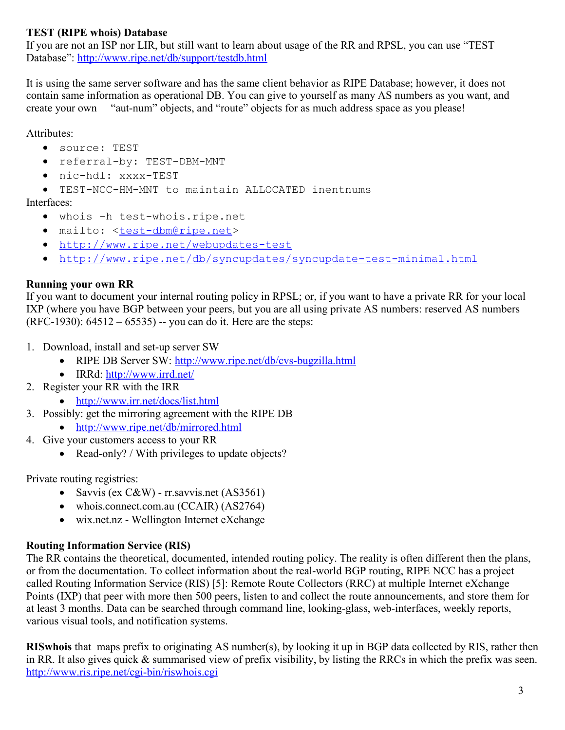**TEST (RIPE whois) Database**
If you are not an ISP nor LIR, but still want to learn about usage of the RR and RPSL, you can use "TEST Database": http://www.ripe.net/db/support/testdb.html

It is using the same server software and has the same client behavior as RIPE Database; however, it does not contain same information as operational DB. You can give to yourself as many AS numbers as you want, and create your own "aut-num" objects, and "route" objects for as much address space as you please!

Attributes:

- `source: TEST`
- `referral-by: TEST-DBM-MNT`
- `nic-hdl: xxxx-TEST`
- `TEST-NCC-HM-MNT to maintain ALLOCATED inentnums`

Interfaces:

- `whois –h test-whois.ripe.net`
- `mailto: <test-dbm@ripe.net>`
- `http://www.ripe.net/webupdates-test`
- `http://www.ripe.net/db/syncupdates/syncupdate-test-minimal.html`

**Running your own RR**
If you want to document your internal routing policy in RPSL; or, if you want to have a private RR for your local IXP (where you have BGP between your peers, but you are all using private AS numbers: reserved AS numbers (RFC-1930): 64512 – 65535) -- you can do it. Here are the steps:

1. Download, install and set-up server SW
   - RIPE DB Server SW: http://www.ripe.net/db/cvs-bugzilla.html
   - IRRd: http://www.irrd.net/
2. Register your RR with the IRR
   - http://www.irr.net/docs/list.html
3. Possibly: get the mirroring agreement with the RIPE DB
   - http://www.ripe.net/db/mirrored.html
4. Give your customers access to your RR
   - Read-only? / With privileges to update objects?

Private routing registries:

- Savvis (ex C&W) - rr.savvis.net (AS3561)
- whois.connect.com.au (CCAIR) (AS2764)
- wix.net.nz - Wellington Internet eXchange

**Routing Information Service (RIS)**
The RR contains the theoretical, documented, intended routing policy. The reality is often different then the plans, or from the documentation. To collect information about the real-world BGP routing, RIPE NCC has a project called Routing Information Service (RIS) [5]: Remote Route Collectors (RRC) at multiple Internet eXchange Points (IXP) that peer with more then 500 peers, listen to and collect the route announcements, and store them for at least 3 months. Data can be searched through command line, looking-glass, web-interfaces, weekly reports, various visual tools, and notification systems.

**RISwhois** that maps prefix to originating AS number(s), by looking it up in BGP data collected by RIS, rather then in RR. It also gives quick & summarised view of prefix visibility, by listing the RRCs in which the prefix was seen.
http://www.ris.ripe.net/cgi-bin/riswhois.cgi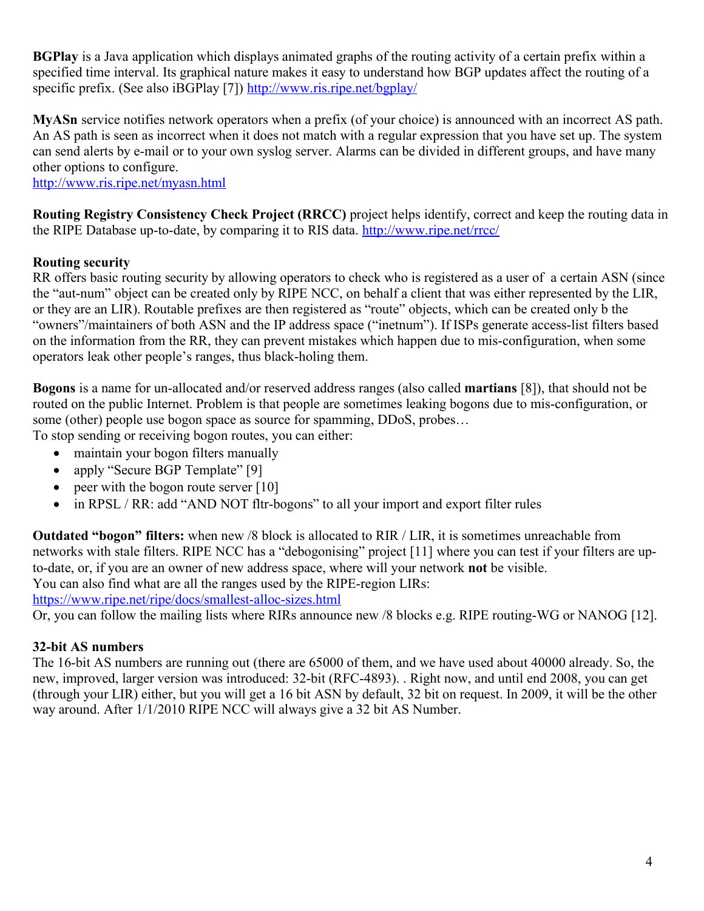**BGPlay** is a Java application which displays animated graphs of the routing activity of a certain prefix within a specified time interval. Its graphical nature makes it easy to understand how BGP updates affect the routing of a specific prefix. (See also iBGPlay [7]) http://www.ris.ripe.net/bgplay/

**MyASn** service notifies network operators when a prefix (of your choice) is announced with an incorrect AS path. An AS path is seen as incorrect when it does not match with a regular expression that you have set up. The system can send alerts by e-mail or to your own syslog server. Alarms can be divided in different groups, and have many other options to configure.
http://www.ris.ripe.net/myasn.html

**Routing Registry Consistency Check Project (RRCC)** project helps identify, correct and keep the routing data in the RIPE Database up-to-date, by comparing it to RIS data. http://www.ripe.net/rrcc/

**Routing security**
RR offers basic routing security by allowing operators to check who is registered as a user of a certain ASN (since the "aut-num" object can be created only by RIPE NCC, on behalf a client that was either represented by the LIR, or they are an LIR). Routable prefixes are then registered as "route" objects, which can be created only b the "owners"/maintainers of both ASN and the IP address space ("inetnum"). If ISPs generate access-list filters based on the information from the RR, they can prevent mistakes which happen due to mis-configuration, when some operators leak other people's ranges, thus black-holing them.

**Bogons** is a name for un-allocated and/or reserved address ranges (also called **martians** [8]), that should not be routed on the public Internet. Problem is that people are sometimes leaking bogons due to mis-configuration, or some (other) people use bogon space as source for spamming, DDoS, probes…
To stop sending or receiving bogon routes, you can either:

- maintain your bogon filters manually
- apply "Secure BGP Template" [9]
- peer with the bogon route server [10]
- in RPSL / RR: add "AND NOT fltr-bogons" to all your import and export filter rules

**Outdated "bogon" filters:** when new /8 block is allocated to RIR / LIR, it is sometimes unreachable from networks with stale filters. RIPE NCC has a "debogonising" project [11] where you can test if your filters are up-to-date, or, if you are an owner of new address space, where will your network **not** be visible.
You can also find what are all the ranges used by the RIPE-region LIRs:
https://www.ripe.net/ripe/docs/smallest-alloc-sizes.html
Or, you can follow the mailing lists where RIRs announce new /8 blocks e.g. RIPE routing-WG or NANOG [12].

**32-bit AS numbers**
The 16-bit AS numbers are running out (there are 65000 of them, and we have used about 40000 already. So, the new, improved, larger version was introduced: 32-bit (RFC-4893). . Right now, and until end 2008, you can get (through your LIR) either, but you will get a 16 bit ASN by default, 32 bit on request. In 2009, it will be the other way around. After 1/1/2010 RIPE NCC will always give a 32 bit AS Number.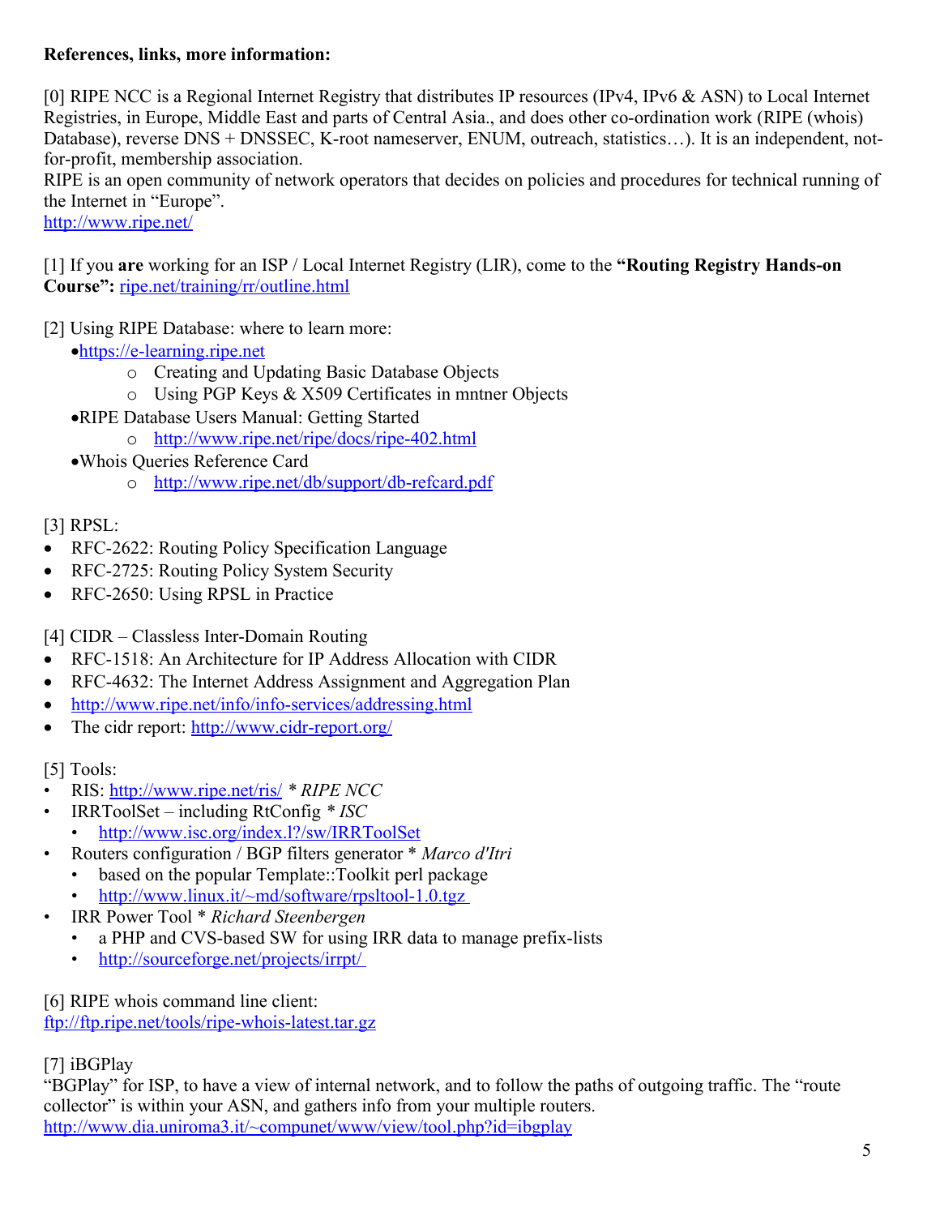**References, links, more information:**

[0] RIPE NCC is a Regional Internet Registry that distributes IP resources (IPv4, IPv6 & ASN) to Local Internet Registries, in Europe, Middle East and parts of Central Asia., and does other co-ordination work (RIPE (whois) Database), reverse DNS + DNSSEC, K-root nameserver, ENUM, outreach, statistics…). It is an independent, not-for-profit, membership association.
RIPE is an open community of network operators that decides on policies and procedures for technical running of the Internet in "Europe".
http://www.ripe.net/

[1] If you **are** working for an ISP / Local Internet Registry (LIR), come to the **"Routing Registry Hands-on Course":** ripe.net/training/rr/outline.html

[2] Using RIPE Database: where to learn more:

- https://e-learning.ripe.net
  - Creating and Updating Basic Database Objects
  - Using PGP Keys & X509 Certificates in mntner Objects
- RIPE Database Users Manual: Getting Started
  - http://www.ripe.net/ripe/docs/ripe-402.html
- Whois Queries Reference Card
  - http://www.ripe.net/db/support/db-refcard.pdf

[3] RPSL:

- RFC-2622: Routing Policy Specification Language
- RFC-2725: Routing Policy System Security
- RFC-2650: Using RPSL in Practice

[4] CIDR – Classless Inter-Domain Routing

- RFC-1518: An Architecture for IP Address Allocation with CIDR
- RFC-4632: The Internet Address Assignment and Aggregation Plan
- http://www.ripe.net/info/info-services/addressing.html
- The cidr report: http://www.cidr-report.org/

[5] Tools:

- RIS: http://www.ripe.net/ris/ * *RIPE NCC*
- IRRToolSet – including RtConfig * *ISC*
  - http://www.isc.org/index.l?/sw/IRRToolSet
- Routers configuration / BGP filters generator * *Marco d'Itri*
  - based on the popular Template::Toolkit perl package
  - http://www.linux.it/~md/software/rpsltool-1.0.tgz
- IRR Power Tool * *Richard Steenbergen*
  - a PHP and CVS-based SW for using IRR data to manage prefix-lists
  - http://sourceforge.net/projects/irrpt/

[6] RIPE whois command line client:
ftp://ftp.ripe.net/tools/ripe-whois-latest.tar.gz

[7] iBGPlay
"BGPlay" for ISP, to have a view of internal network, and to follow the paths of outgoing traffic. The "route collector" is within your ASN, and gathers info from your multiple routers.
http://www.dia.uniroma3.it/~compunet/www/view/tool.php?id=ibgplay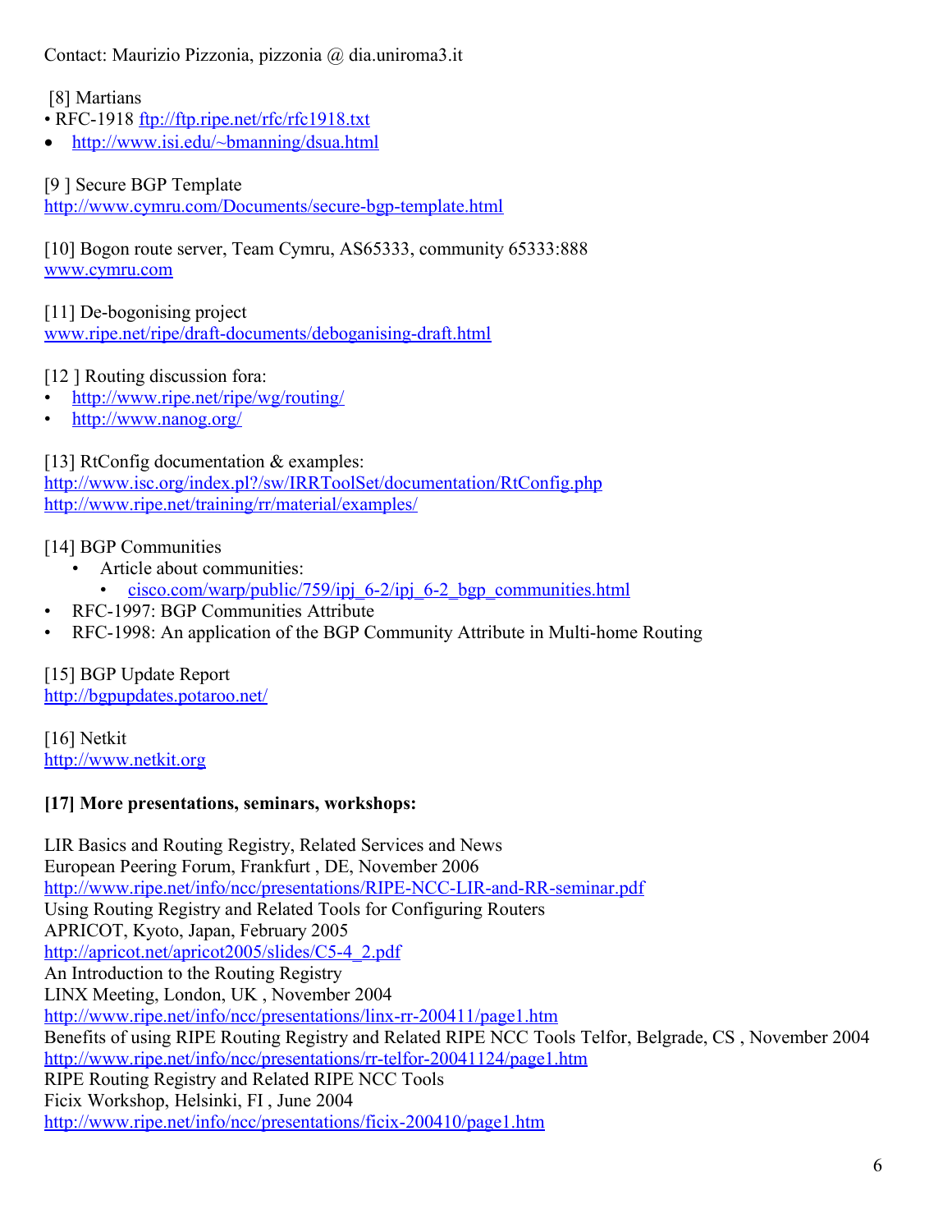Contact: Maurizio Pizzonia, pizzonia @ dia.uniroma3.it

[8] Martians
- RFC-1918 ftp://ftp.ripe.net/rfc/rfc1918.txt
- http://www.isi.edu/~bmanning/dsua.html

[9 ] Secure BGP Template
http://www.cymru.com/Documents/secure-bgp-template.html

[10] Bogon route server, Team Cymru, AS65333, community 65333:888
www.cymru.com

[11] De-bogonising project
www.ripe.net/ripe/draft-documents/deboganising-draft.html

[12 ] Routing discussion fora:
- http://www.ripe.net/ripe/wg/routing/
- http://www.nanog.org/

[13] RtConfig documentation & examples:
http://www.isc.org/index.pl?/sw/IRRToolSet/documentation/RtConfig.php
http://www.ripe.net/training/rr/material/examples/

[14] BGP Communities
- Article about communities:
  - cisco.com/warp/public/759/ipj_6-2/ipj_6-2_bgp_communities.html
- RFC-1997: BGP Communities Attribute
- RFC-1998: An application of the BGP Community Attribute in Multi-home Routing

[15] BGP Update Report
http://bgpupdates.potaroo.net/

[16] Netkit
http://www.netkit.org

**[17] More presentations, seminars, workshops:**

LIR Basics and Routing Registry, Related Services and News
European Peering Forum, Frankfurt , DE, November 2006
http://www.ripe.net/info/ncc/presentations/RIPE-NCC-LIR-and-RR-seminar.pdf
Using Routing Registry and Related Tools for Configuring Routers
APRICOT, Kyoto, Japan, February 2005
http://apricot.net/apricot2005/slides/C5-4_2.pdf
An Introduction to the Routing Registry
LINX Meeting, London, UK , November 2004
http://www.ripe.net/info/ncc/presentations/linx-rr-200411/page1.htm
Benefits of using RIPE Routing Registry and Related RIPE NCC Tools Telfor, Belgrade, CS , November 2004
http://www.ripe.net/info/ncc/presentations/rr-telfor-20041124/page1.htm
RIPE Routing Registry and Related RIPE NCC Tools
Ficix Workshop, Helsinki, FI , June 2004
http://www.ripe.net/info/ncc/presentations/ficix-200410/page1.htm